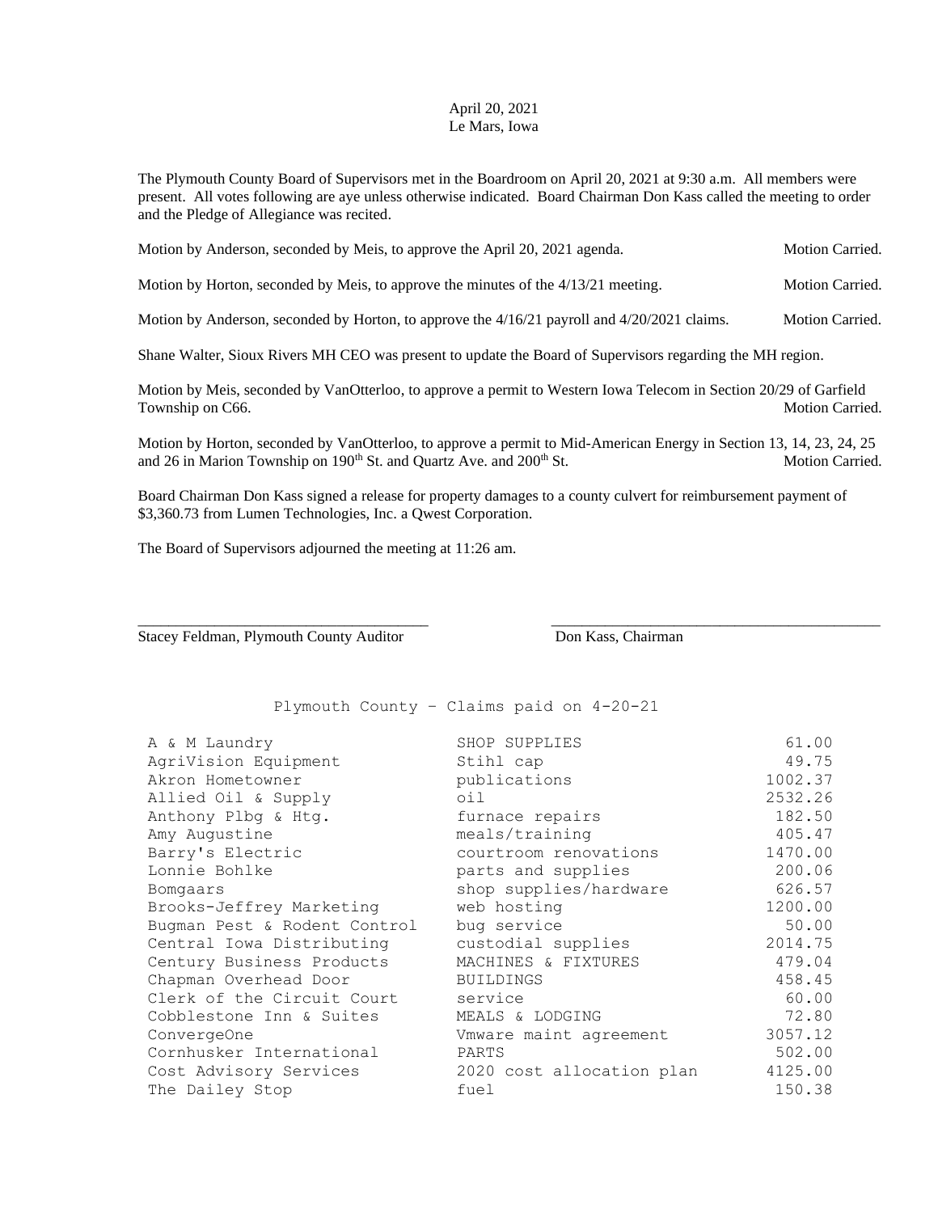April 20, 2021
Le Mars, Iowa

The Plymouth County Board of Supervisors met in the Boardroom on April 20, 2021 at 9:30 a.m. All members were present. All votes following are aye unless otherwise indicated. Board Chairman Don Kass called the meeting to order and the Pledge of Allegiance was recited.

Motion by Anderson, seconded by Meis, to approve the April 20, 2021 agenda. Motion Carried.

Motion by Horton, seconded by Meis, to approve the minutes of the 4/13/21 meeting. Motion Carried.

Motion by Anderson, seconded by Horton, to approve the 4/16/21 payroll and 4/20/2021 claims. Motion Carried.

Shane Walter, Sioux Rivers MH CEO was present to update the Board of Supervisors regarding the MH region.

Motion by Meis, seconded by VanOtterloo, to approve a permit to Western Iowa Telecom in Section 20/29 of Garfield Township on C66. Motion Carried.

Motion by Horton, seconded by VanOtterloo, to approve a permit to Mid-American Energy in Section 13, 14, 23, 24, 25 and 26 in Marion Township on 190th St. and Quartz Ave. and 200th St. Motion Carried.

Board Chairman Don Kass signed a release for property damages to a county culvert for reimbursement payment of $3,360.73 from Lumen Technologies, Inc. a Qwest Corporation.

The Board of Supervisors adjourned the meeting at 11:26 am.

\_\_\_\_\_\_\_\_\_\_\_\_\_\_\_\_\_\_\_\_\_\_\_\_\_\_\_\_\_\_\_\_\_\_\_\_ \_\_\_\_\_\_\_\_\_\_\_\_\_\_\_\_\_\_\_\_\_\_\_\_\_\_\_\_\_\_\_\_\_\_\_\_

Stacey Feldman, Plymouth County Auditor  Don Kass, Chairman

Plymouth County – Claims paid on 4-20-21

| | | |
|---|---|---|
| A & M Laundry | SHOP SUPPLIES | 61.00 |
| AgriVision Equipment | Stihl cap | 49.75 |
| Akron Hometowner | publications | 1002.37 |
| Allied Oil & Supply | oil | 2532.26 |
| Anthony Plbg & Htg. | furnace repairs | 182.50 |
| Amy Augustine | meals/training | 405.47 |
| Barry's Electric | courtroom renovations | 1470.00 |
| Lonnie Bohlke | parts and supplies | 200.06 |
| Bomgaars | shop supplies/hardware | 626.57 |
| Brooks-Jeffrey Marketing | web hosting | 1200.00 |
| Bugman Pest & Rodent Control | bug service | 50.00 |
| Central Iowa Distributing | custodial supplies | 2014.75 |
| Century Business Products | MACHINES & FIXTURES | 479.04 |
| Chapman Overhead Door | BUILDINGS | 458.45 |
| Clerk of the Circuit Court | service | 60.00 |
| Cobblestone Inn & Suites | MEALS & LODGING | 72.80 |
| ConvergeOne | Vmware maint agreement | 3057.12 |
| Cornhusker International | PARTS | 502.00 |
| Cost Advisory Services | 2020 cost allocation plan | 4125.00 |
| The Dailey Stop | fuel | 150.38 |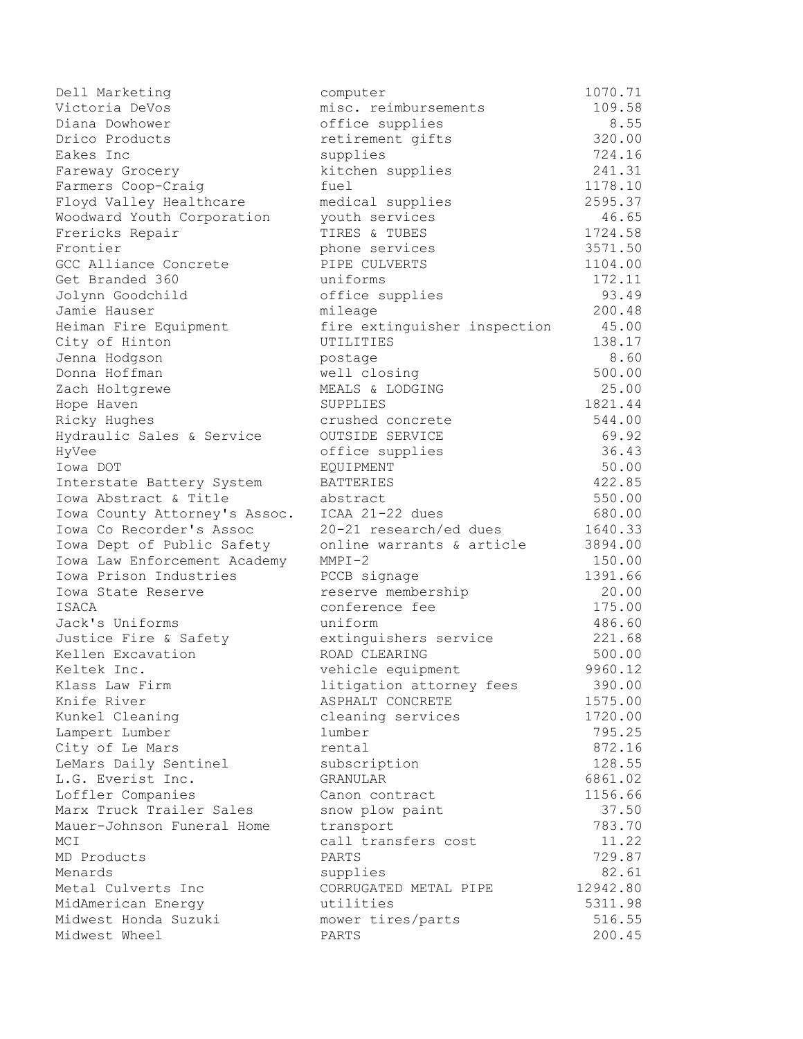| | | |
|---|---|---|
| Dell Marketing | computer | 1070.71 |
| Victoria DeVos | misc. reimbursements | 109.58 |
| Diana Dowhower | office supplies | 8.55 |
| Drico Products | retirement gifts | 320.00 |
| Eakes Inc | supplies | 724.16 |
| Fareway Grocery | kitchen supplies | 241.31 |
| Farmers Coop-Craig | fuel | 1178.10 |
| Floyd Valley Healthcare | medical supplies | 2595.37 |
| Woodward Youth Corporation | youth services | 46.65 |
| Frericks Repair | TIRES & TUBES | 1724.58 |
| Frontier | phone services | 3571.50 |
| GCC Alliance Concrete | PIPE CULVERTS | 1104.00 |
| Get Branded 360 | uniforms | 172.11 |
| Jolynn Goodchild | office supplies | 93.49 |
| Jamie Hauser | mileage | 200.48 |
| Heiman Fire Equipment | fire extinguisher inspection | 45.00 |
| City of Hinton | UTILITIES | 138.17 |
| Jenna Hodgson | postage | 8.60 |
| Donna Hoffman | well closing | 500.00 |
| Zach Holtgrewe | MEALS & LODGING | 25.00 |
| Hope Haven | SUPPLIES | 1821.44 |
| Ricky Hughes | crushed concrete | 544.00 |
| Hydraulic Sales & Service | OUTSIDE SERVICE | 69.92 |
| HyVee | office supplies | 36.43 |
| Iowa DOT | EQUIPMENT | 50.00 |
| Interstate Battery System | BATTERIES | 422.85 |
| Iowa Abstract & Title | abstract | 550.00 |
| Iowa County Attorney's Assoc. | ICAA 21-22 dues | 680.00 |
| Iowa Co Recorder's Assoc | 20-21 research/ed dues | 1640.33 |
| Iowa Dept of Public Safety | online warrants & article | 3894.00 |
| Iowa Law Enforcement Academy | MMPI-2 | 150.00 |
| Iowa Prison Industries | PCCB signage | 1391.66 |
| Iowa State Reserve | reserve membership | 20.00 |
| ISACA | conference fee | 175.00 |
| Jack's Uniforms | uniform | 486.60 |
| Justice Fire & Safety | extinguishers service | 221.68 |
| Kellen Excavation | ROAD CLEARING | 500.00 |
| Keltek Inc. | vehicle equipment | 9960.12 |
| Klass Law Firm | litigation attorney fees | 390.00 |
| Knife River | ASPHALT CONCRETE | 1575.00 |
| Kunkel Cleaning | cleaning services | 1720.00 |
| Lampert Lumber | lumber | 795.25 |
| City of Le Mars | rental | 872.16 |
| LeMars Daily Sentinel | subscription | 128.55 |
| L.G. Everist Inc. | GRANULAR | 6861.02 |
| Loffler Companies | Canon contract | 1156.66 |
| Marx Truck Trailer Sales | snow plow paint | 37.50 |
| Mauer-Johnson Funeral Home | transport | 783.70 |
| MCI | call transfers cost | 11.22 |
| MD Products | PARTS | 729.87 |
| Menards | supplies | 82.61 |
| Metal Culverts Inc | CORRUGATED METAL PIPE | 12942.80 |
| MidAmerican Energy | utilities | 5311.98 |
| Midwest Honda Suzuki | mower tires/parts | 516.55 |
| Midwest Wheel | PARTS | 200.45 |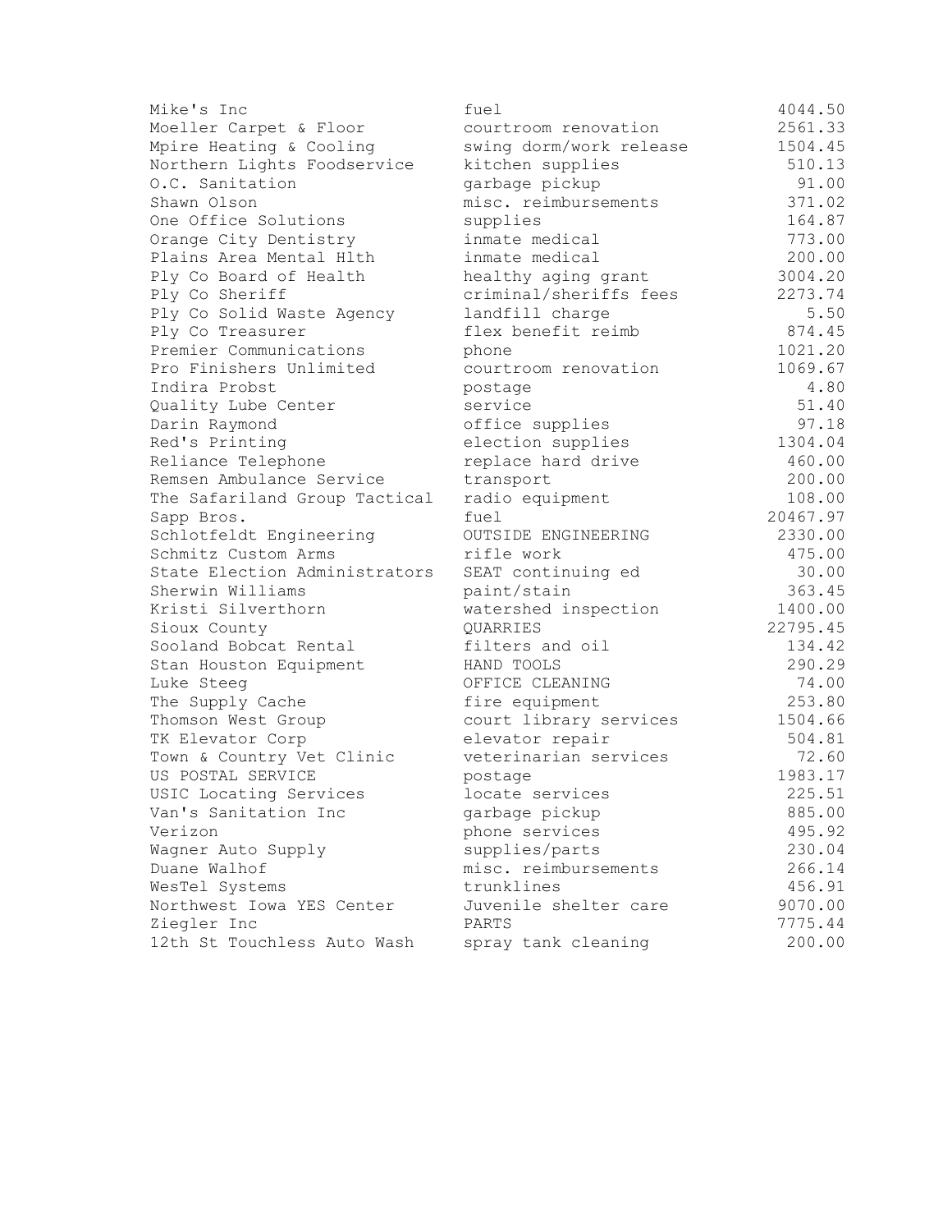| | | |
|---|---|---|
| Mike's Inc | fuel | 4044.50 |
| Moeller Carpet & Floor | courtroom renovation | 2561.33 |
| Mpire Heating & Cooling | swing dorm/work release | 1504.45 |
| Northern Lights Foodservice | kitchen supplies | 510.13 |
| O.C. Sanitation | garbage pickup | 91.00 |
| Shawn Olson | misc. reimbursements | 371.02 |
| One Office Solutions | supplies | 164.87 |
| Orange City Dentistry | inmate medical | 773.00 |
| Plains Area Mental Hlth | inmate medical | 200.00 |
| Ply Co Board of Health | healthy aging grant | 3004.20 |
| Ply Co Sheriff | criminal/sheriffs fees | 2273.74 |
| Ply Co Solid Waste Agency | landfill charge | 5.50 |
| Ply Co Treasurer | flex benefit reimb | 874.45 |
| Premier Communications | phone | 1021.20 |
| Pro Finishers Unlimited | courtroom renovation | 1069.67 |
| Indira Probst | postage | 4.80 |
| Quality Lube Center | service | 51.40 |
| Darin Raymond | office supplies | 97.18 |
| Red's Printing | election supplies | 1304.04 |
| Reliance Telephone | replace hard drive | 460.00 |
| Remsen Ambulance Service | transport | 200.00 |
| The Safariland Group Tactical | radio equipment | 108.00 |
| Sapp Bros. | fuel | 20467.97 |
| Schlotfeldt Engineering | OUTSIDE ENGINEERING | 2330.00 |
| Schmitz Custom Arms | rifle work | 475.00 |
| State Election Administrators | SEAT continuing ed | 30.00 |
| Sherwin Williams | paint/stain | 363.45 |
| Kristi Silverthorn | watershed inspection | 1400.00 |
| Sioux County | QUARRIES | 22795.45 |
| Sooland Bobcat Rental | filters and oil | 134.42 |
| Stan Houston Equipment | HAND TOOLS | 290.29 |
| Luke Steeg | OFFICE CLEANING | 74.00 |
| The Supply Cache | fire equipment | 253.80 |
| Thomson West Group | court library services | 1504.66 |
| TK Elevator Corp | elevator repair | 504.81 |
| Town & Country Vet Clinic | veterinarian services | 72.60 |
| US POSTAL SERVICE | postage | 1983.17 |
| USIC Locating Services | locate services | 225.51 |
| Van's Sanitation Inc | garbage pickup | 885.00 |
| Verizon | phone services | 495.92 |
| Wagner Auto Supply | supplies/parts | 230.04 |
| Duane Walhof | misc. reimbursements | 266.14 |
| WesTel Systems | trunklines | 456.91 |
| Northwest Iowa YES Center | Juvenile shelter care | 9070.00 |
| Ziegler Inc | PARTS | 7775.44 |
| 12th St Touchless Auto Wash | spray tank cleaning | 200.00 |